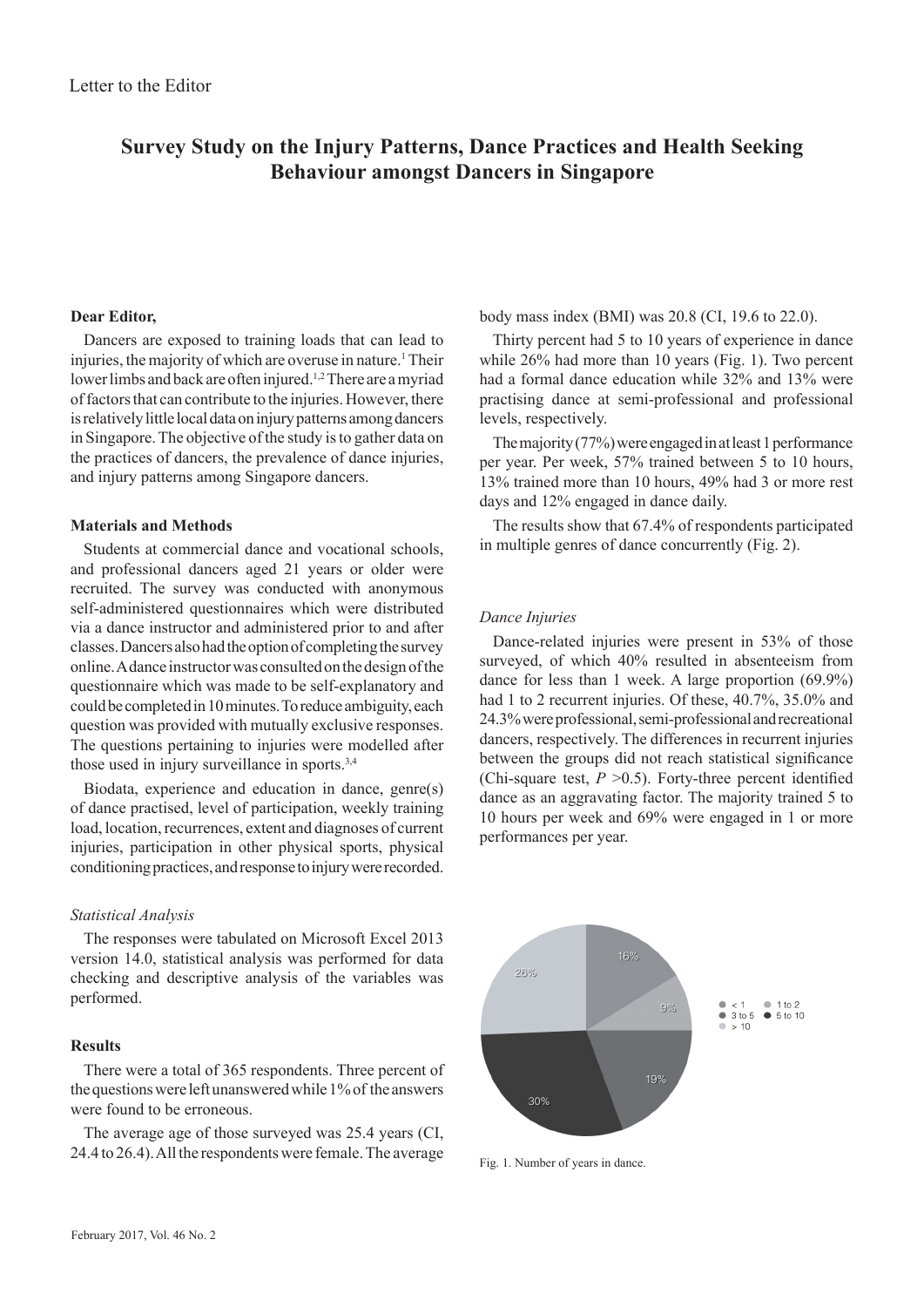Letter to the Editor

# Survey Study on the Injury Patterns, Dance Practices and Health Seeking Behaviour amongst Dancers in Singapore

**Dear Editor,**

Dancers are exposed to training loads that can lead to injuries, the majority of which are overuse in nature.[1] Their lower limbs and back are often injured.[1,2] There are a myriad of factors that can contribute to the injuries. However, there is relatively little local data on injury patterns among dancers in Singapore. The objective of the study is to gather data on the practices of dancers, the prevalence of dance injuries, and injury patterns among Singapore dancers.

**Materials and Methods**

Students at commercial dance and vocational schools, and professional dancers aged 21 years or older were recruited. The survey was conducted with anonymous self-administered questionnaires which were distributed via a dance instructor and administered prior to and after classes. Dancers also had the option of completing the survey online. A dance instructor was consulted on the design of the questionnaire which was made to be self-explanatory and could be completed in 10 minutes. To reduce ambiguity, each question was provided with mutually exclusive responses. The questions pertaining to injuries were modelled after those used in injury surveillance in sports.[3,4]

Biodata, experience and education in dance, genre(s) of dance practised, level of participation, weekly training load, location, recurrences, extent and diagnoses of current injuries, participation in other physical sports, physical conditioning practices, and response to injury were recorded.

*Statistical Analysis*

The responses were tabulated on Microsoft Excel 2013 version 14.0, statistical analysis was performed for data checking and descriptive analysis of the variables was performed.

**Results**

There were a total of 365 respondents. Three percent of the questions were left unanswered while 1% of the answers were found to be erroneous.

The average age of those surveyed was 25.4 years (CI, 24.4 to 26.4). All the respondents were female. The average body mass index (BMI) was 20.8 (CI, 19.6 to 22.0).

Thirty percent had 5 to 10 years of experience in dance while 26% had more than 10 years (Fig. 1). Two percent had a formal dance education while 32% and 13% were practising dance at semi-professional and professional levels, respectively.

The majority (77%) were engaged in at least 1 performance per year. Per week, 57% trained between 5 to 10 hours, 13% trained more than 10 hours, 49% had 3 or more rest days and 12% engaged in dance daily.

The results show that 67.4% of respondents participated in multiple genres of dance concurrently (Fig. 2).

*Dance Injuries*

Dance-related injuries were present in 53% of those surveyed, of which 40% resulted in absenteeism from dance for less than 1 week. A large proportion (69.9%) had 1 to 2 recurrent injuries. Of these, 40.7%, 35.0% and 24.3% were professional, semi-professional and recreational dancers, respectively. The differences in recurrent injuries between the groups did not reach statistical significance (Chi-square test, $P > 0.5$). Forty-three percent identified dance as an aggravating factor. The majority trained 5 to 10 hours per week and 69% were engaged in 1 or more performances per year.

Fig. 1. Number of years in dance.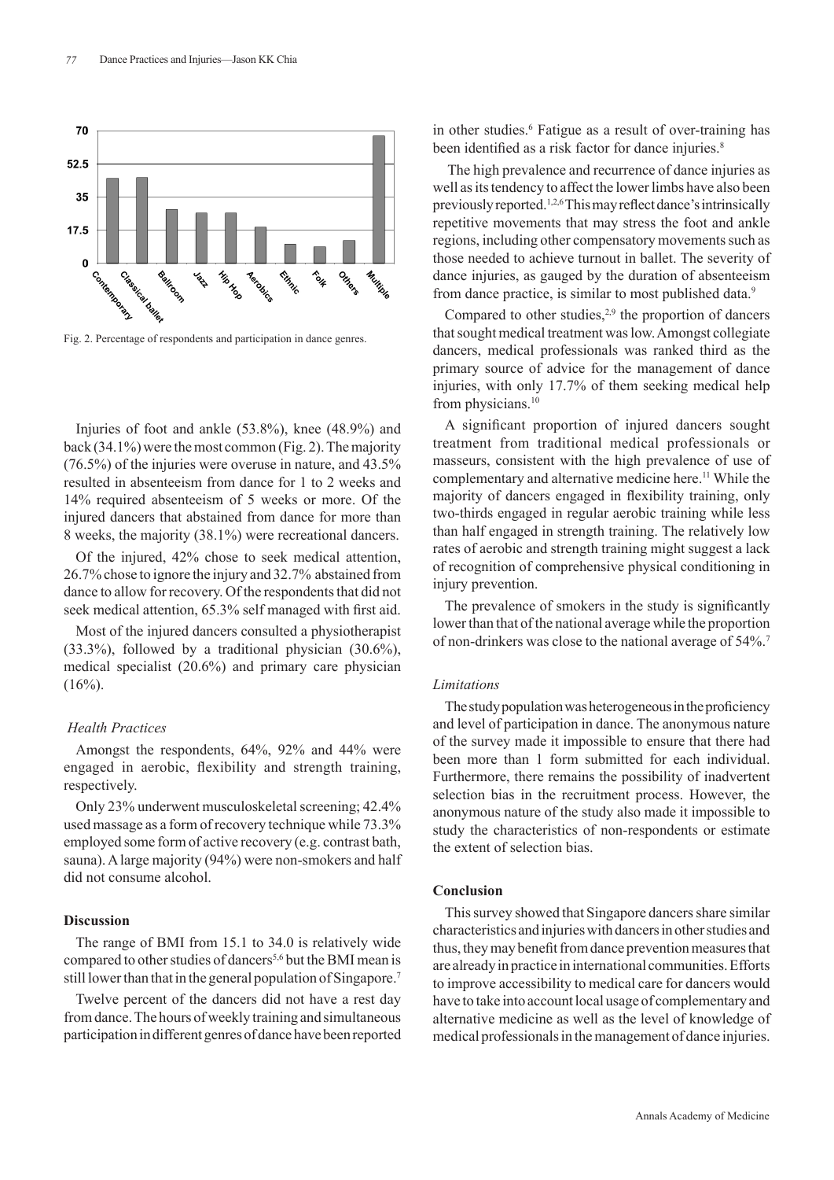Fig. 2. Percentage of respondents and participation in dance genres.

Injuries of foot and ankle (53.8%), knee (48.9%) and back (34.1%) were the most common (Fig. 2). The majority (76.5%) of the injuries were overuse in nature, and 43.5% resulted in absenteeism from dance for 1 to 2 weeks and 14% required absenteeism of 5 weeks or more. Of the injured dancers that abstained from dance for more than 8 weeks, the majority (38.1%) were recreational dancers.

Of the injured, 42% chose to seek medical attention, 26.7% chose to ignore the injury and 32.7% abstained from dance to allow for recovery. Of the respondents that did not seek medical attention, 65.3% self managed with first aid.

Most of the injured dancers consulted a physiotherapist (33.3%), followed by a traditional physician (30.6%), medical specialist (20.6%) and primary care physician (16%).

### *Health Practices*

Amongst the respondents, 64%, 92% and 44% were engaged in aerobic, flexibility and strength training, respectively.

Only 23% underwent musculoskeletal screening; 42.4% used massage as a form of recovery technique while 73.3% employed some form of active recovery (e.g. contrast bath, sauna). A large majority (94%) were non-smokers and half did not consume alcohol.

## Discussion

The range of BMI from 15.1 to 34.0 is relatively wide compared to other studies of dancers[5,6] but the BMI mean is still lower than that in the general population of Singapore.[7]

Twelve percent of the dancers did not have a rest day from dance. The hours of weekly training and simultaneous participation in different genres of dance have been reported in other studies.[6] Fatigue as a result of over-training has been identified as a risk factor for dance injuries.[8]

The high prevalence and recurrence of dance injuries as well as its tendency to affect the lower limbs have also been previously reported.[1,2,6] This may reflect dance's intrinsically repetitive movements that may stress the foot and ankle regions, including other compensatory movements such as those needed to achieve turnout in ballet. The severity of dance injuries, as gauged by the duration of absenteeism from dance practice, is similar to most published data.[9]

Compared to other studies,[2,9] the proportion of dancers that sought medical treatment was low. Amongst collegiate dancers, medical professionals was ranked third as the primary source of advice for the management of dance injuries, with only 17.7% of them seeking medical help from physicians.[10]

A significant proportion of injured dancers sought treatment from traditional medical professionals or masseurs, consistent with the high prevalence of use of complementary and alternative medicine here.[11] While the majority of dancers engaged in flexibility training, only two-thirds engaged in regular aerobic training while less than half engaged in strength training. The relatively low rates of aerobic and strength training might suggest a lack of recognition of comprehensive physical conditioning in injury prevention.

The prevalence of smokers in the study is significantly lower than that of the national average while the proportion of non-drinkers was close to the national average of 54%.[7]

### *Limitations*

The study population was heterogeneous in the proficiency and level of participation in dance. The anonymous nature of the survey made it impossible to ensure that there had been more than 1 form submitted for each individual. Furthermore, there remains the possibility of inadvertent selection bias in the recruitment process. However, the anonymous nature of the study also made it impossible to study the characteristics of non-respondents or estimate the extent of selection bias.

## Conclusion

This survey showed that Singapore dancers share similar characteristics and injuries with dancers in other studies and thus, they may benefit from dance prevention measures that are already in practice in international communities. Efforts to improve accessibility to medical care for dancers would have to take into account local usage of complementary and alternative medicine as well as the level of knowledge of medical professionals in the management of dance injuries.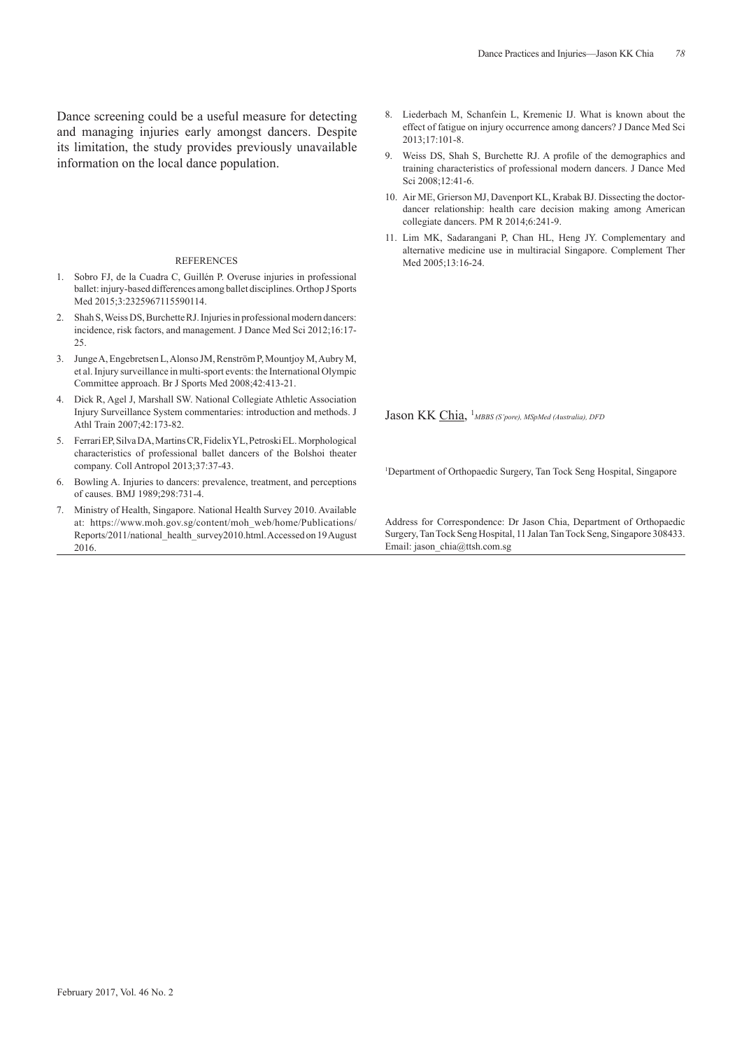Dance screening could be a useful measure for detecting and managing injuries early amongst dancers. Despite its limitation, the study provides previously unavailable information on the local dance population.

## REFERENCES

1. Sobro FJ, de la Cuadra C, Guillén P. Overuse injuries in professional ballet: injury-based differences among ballet disciplines. Orthop J Sports Med 2015;3:2325967115590114.
2. Shah S, Weiss DS, Burchette RJ. Injuries in professional modern dancers: incidence, risk factors, and management. J Dance Med Sci 2012;16:17-25.
3. Junge A, Engebretsen L, Alonso JM, Renström P, Mountjoy M, Aubry M, et al. Injury surveillance in multi-sport events: the International Olympic Committee approach. Br J Sports Med 2008;42:413-21.
4. Dick R, Agel J, Marshall SW. National Collegiate Athletic Association Injury Surveillance System commentaries: introduction and methods. J Athl Train 2007;42:173-82.
5. Ferrari EP, Silva DA, Martins CR, Fidelix YL, Petroski EL. Morphological characteristics of professional ballet dancers of the Bolshoi theater company. Coll Antropol 2013;37:37-43.
6. Bowling A. Injuries to dancers: prevalence, treatment, and perceptions of causes. BMJ 1989;298:731-4.
7. Ministry of Health, Singapore. National Health Survey 2010. Available at: https://www.moh.gov.sg/content/moh_web/home/Publications/Reports/2011/national_health_survey2010.html. Accessed on 19 August 2016.
8. Liederbach M, Schanfein L, Kremenic IJ. What is known about the effect of fatigue on injury occurrence among dancers? J Dance Med Sci 2013;17:101-8.
9. Weiss DS, Shah S, Burchette RJ. A profile of the demographics and training characteristics of professional modern dancers. J Dance Med Sci 2008;12:41-6.
10. Air ME, Grierson MJ, Davenport KL, Krabak BJ. Dissecting the doctor-dancer relationship: health care decision making among American collegiate dancers. PM R 2014;6:241-9.
11. Lim MK, Sadarangani P, Chan HL, Heng JY. Complementary and alternative medicine use in multiracial Singapore. Complement Ther Med 2005;13:16-24.

Jason KK Chia, [1] *MBBS (S'pore), MSpMed (Australia), DFD*

[1]Department of Orthopaedic Surgery, Tan Tock Seng Hospital, Singapore

Address for Correspondence: Dr Jason Chia, Department of Orthopaedic Surgery, Tan Tock Seng Hospital, 11 Jalan Tan Tock Seng, Singapore 308433.
Email: jason_chia@ttsh.com.sg